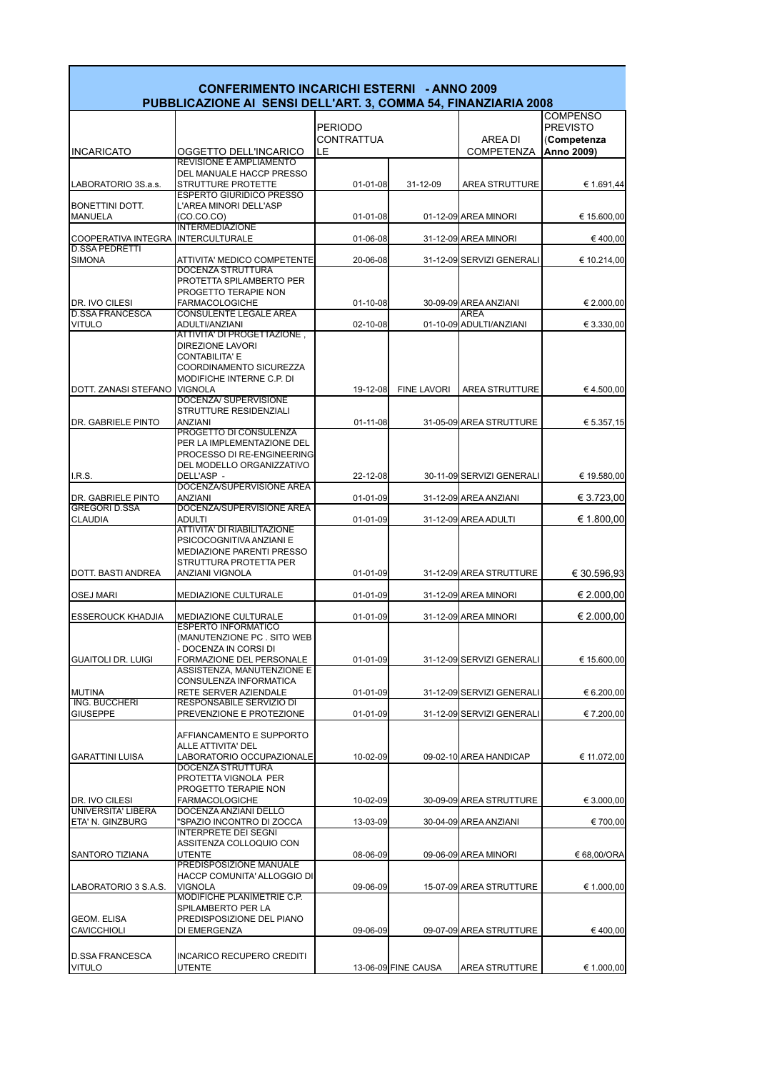# CONFERIMENTO INCARICHI ESTERNI - ANNO 2009

## PUBBLICAZIONE AI SENSI DELL'ART. 3, COMMA 54, FINANZIARIA 2008

| INCARICATO | OGGETTO DELL'INCARICO | PERIODO CONTRATTUALE | | AREA DI COMPETENZA | COMPENSO PREVISTO (Competenza Anno 2009) |
|---|---|---|---|---|---|
| LABORATORIO 3S.a.s. | REVISIONE E AMPLIAMENTO DEL MANUALE HACCP PRESSO STRUTTURE PROTETTE | 01-01-08 | 31-12-09 | AREA STRUTTURE | € 1.691,44 |
| BONETTINI DOTT. MANUELA | ESPERTO GIURIDICO PRESSO L'AREA MINORI DELL'ASP (CO.CO.CO) | 01-01-08 | 01-12-09 | AREA MINORI | € 15.600,00 |
| COOPERATIVA INTEGRA | INTERMEDIAZIONE INTERCULTURALE | 01-06-08 | 31-12-09 | AREA MINORI | € 400,00 |
| D.SSA PEDRETTI SIMONA | ATTIVITA' MEDICO COMPETENTE | 20-06-08 | 31-12-09 | SERVIZI GENERALI | € 10.214,00 |
| DR. IVO CILESI | DOCENZA STRUTTURA PROTETTA SPILAMBERTO PER PROGETTO TERAPIE NON FARMACOLOGICHE | 01-10-08 | 30-09-09 | AREA ANZIANI | € 2.000,00 |
| D.SSA FRANCESCA VITULO | CONSULENTE LEGALE AREA ADULTI/ANZIANI | 02-10-08 | 01-10-09 | AREA ADULTI/ANZIANI | € 3.330,00 |
| DOTT. ZANASI STEFANO | ATTIVITA' DI PROGETTAZIONE , DIREZIONE LAVORI CONTABILITA' E COORDINAMENTO SICUREZZA MODIFICHE INTERNE C.P. DI VIGNOLA | 19-12-08 | FINE LAVORI | AREA STRUTTURE | € 4.500,00 |
| DR. GABRIELE PINTO | DOCENZA/ SUPERVISIONE STRUTTURE RESIDENZIALI ANZIANI | 01-11-08 | 31-05-09 | AREA STRUTTURE | € 5.357,15 |
| I.R.S. | PROGETTO DI CONSULENZA PER LA IMPLEMENTAZIONE DEL PROCESSO DI RE-ENGINEERING DEL MODELLO ORGANIZZATIVO DELL'ASP - | 22-12-08 | 30-11-09 | SERVIZI GENERALI | € 19.580,00 |
| DR. GABRIELE PINTO | DOCENZA/SUPERVISIONE AREA ANZIANI | 01-01-09 | 31-12-09 | AREA ANZIANI | € 3.723,00 |
| GREGORI D.SSA CLAUDIA | DOCENZA/SUPERVISIONE AREA ADULTI | 01-01-09 | 31-12-09 | AREA ADULTI | € 1.800,00 |
| DOTT. BASTI ANDREA | ATTIVITA' DI RIABILITAZIONE PSICOCOGNITIVA ANZIANI E MEDIAZIONE PARENTI PRESSO STRUTTURA PROTETTA PER ANZIANI VIGNOLA | 01-01-09 | 31-12-09 | AREA STRUTTURE | € 30.596,93 |
| OSEJ MARI | MEDIAZIONE CULTURALE | 01-01-09 | 31-12-09 | AREA MINORI | € 2.000,00 |
| ESSEROUCK KHADJIA | MEDIAZIONE CULTURALE | 01-01-09 | 31-12-09 | AREA MINORI | € 2.000,00 |
| GUAITOLI DR. LUIGI | ESPERTO INFORMATICO (MANUTENZIONE PC . SITO WEB - DOCENZA IN CORSI DI FORMAZIONE DEL PERSONALE | 01-01-09 | 31-12-09 | SERVIZI GENERALI | € 15.600,00 |
| MUTINA | ASSISTENZA, MANUTENZIONE E CONSULENZA INFORMATICA RETE SERVER AZIENDALE | 01-01-09 | 31-12-09 | SERVIZI GENERALI | € 6.200,00 |
| ING. BUCCHERI GIUSEPPE | RESPONSABILE SERVIZIO DI PREVENZIONE E PROTEZIONE | 01-01-09 | 31-12-09 | SERVIZI GENERALI | € 7.200,00 |
| GARATTINI LUISA | AFFIANCAMENTO E SUPPORTO ALLE ATTIVITA' DEL LABORATORIO OCCUPAZIONALE | 10-02-09 | 09-02-10 | AREA HANDICAP | € 11.072,00 |
| DR. IVO CILESI | DOCENZA STRUTTURA PROTETTA VIGNOLA PER PROGETTO TERAPIE NON FARMACOLOGICHE | 10-02-09 | 30-09-09 | AREA STRUTTURE | € 3.000,00 |
| UNIVERSITA' LIBERA ETA' N. GINZBURG | DOCENZA ANZIANI DELLO "SPAZIO INCONTRO DI ZOCCA | 13-03-09 | 30-04-09 | AREA ANZIANI | € 700,00 |
| SANTORO TIZIANA | INTERPRETE DEI SEGNI ASSITENZA COLLOQUIO CON UTENTE | 08-06-09 | 09-06-09 | AREA MINORI | € 68,00/ORA |
| LABORATORIO 3 S.A.S. | PREDISPOSIZIONE MANUALE HACCP COMUNITA' ALLOGGIO DI VIGNOLA | 09-06-09 | 15-07-09 | AREA STRUTTURE | € 1.000,00 |
| GEOM. ELISA CAVICCHIOLI | MODIFICHE PLANIMETRIE C.P. SPILAMBERTO PER LA PREDISPOSIZIONE DEL PIANO DI EMERGENZA | 09-06-09 | 09-07-09 | AREA STRUTTURE | € 400,00 |
| D.SSA FRANCESCA VITULO | INCARICO RECUPERO CREDITI UTENTE | 13-06-09 | FINE CAUSA | AREA STRUTTURE | € 1.000,00 |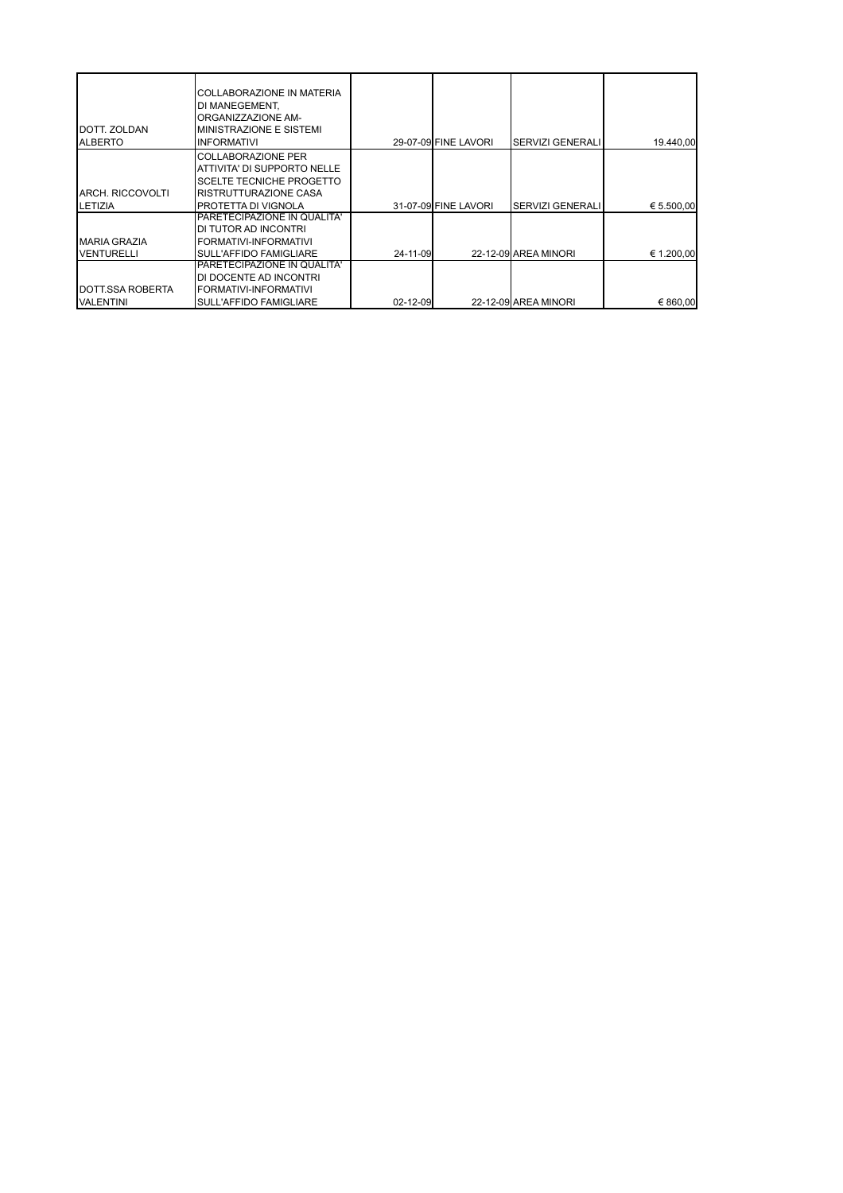| | | | | | |
|---|---|---|---|---|---|
| DOTT. ZOLDAN ALBERTO | COLLABORAZIONE IN MATERIA DI MANEGEMENT, ORGANIZZAZIONE AM-MINISTRAZIONE E SISTEMI INFORMATIVI | 29-07-09 | FINE LAVORI | SERVIZI GENERALI | 19.440,00 |
| ARCH. RICCOVOLTI LETIZIA | COLLABORAZIONE PER ATTIVITA' DI SUPPORTO NELLE SCELTE TECNICHE PROGETTO RISTRUTTURAZIONE CASA PROTETTA DI VIGNOLA | 31-07-09 | FINE LAVORI | SERVIZI GENERALI | € 5.500,00 |
| MARIA GRAZIA VENTURELLI | PARETECIPAZIONE IN QUALITA' DI TUTOR AD INCONTRI FORMATIVI-INFORMATIVI SULL'AFFIDO FAMIGLIARE | 24-11-09 | 22-12-09 | AREA MINORI | € 1.200,00 |
| DOTT.SSA ROBERTA VALENTINI | PARETECIPAZIONE IN QUALITA' DI DOCENTE AD INCONTRI FORMATIVI-INFORMATIVI SULL'AFFIDO FAMIGLIARE | 02-12-09 | 22-12-09 | AREA MINORI | € 860,00 |